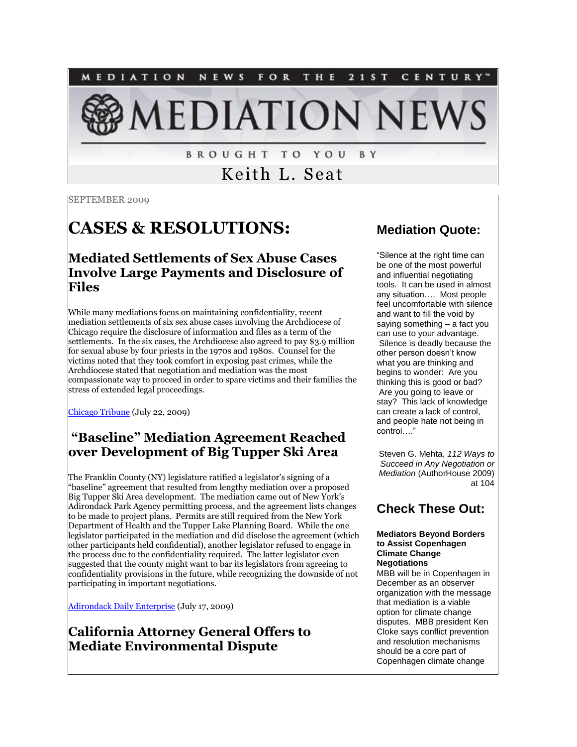MEDIATION NEWS FOR THE 21ST CENTURY™

# MEDIATION NEWS

BROUGHT TO YOU BY

Keith L. Seat

SEPTEMBER 2009

# CASES & RESOLUTIONS:

## Mediated Settlements of Sex Abuse Cases Involve Large Payments and Disclosure of Files

While many mediations focus on maintaining confidentiality, recent mediation settlements of six sex abuse cases involving the Archdiocese of Chicago require the disclosure of information and files as a term of the settlements. In the six cases, the Archdiocese also agreed to pay $3.9 million for sexual abuse by four priests in the 1970s and 1980s. Counsel for the victims noted that they took comfort in exposing past crimes, while the Archdiocese stated that negotiation and mediation was the most compassionate way to proceed in order to spare victims and their families the stress of extended legal proceedings.

Chicago Tribune (July 22, 2009)

## "Baseline" Mediation Agreement Reached over Development of Big Tupper Ski Area

The Franklin County (NY) legislature ratified a legislator's signing of a "baseline" agreement that resulted from lengthy mediation over a proposed Big Tupper Ski Area development. The mediation came out of New York's Adirondack Park Agency permitting process, and the agreement lists changes to be made to project plans. Permits are still required from the New York Department of Health and the Tupper Lake Planning Board. While the one legislator participated in the mediation and did disclose the agreement (which other participants held confidential), another legislator refused to engage in the process due to the confidentiality required. The latter legislator even suggested that the county might want to bar its legislators from agreeing to confidentiality provisions in the future, while recognizing the downside of not participating in important negotiations.

Adirondack Daily Enterprise (July 17, 2009)

## California Attorney General Offers to Mediate Environmental Dispute

## Mediation Quote:

"Silence at the right time can be one of the most powerful and influential negotiating tools. It can be used in almost any situation…. Most people feel uncomfortable with silence and want to fill the void by saying something – a fact you can use to your advantage. Silence is deadly because the other person doesn't know what you are thinking and begins to wonder: Are you thinking this is good or bad? Are you going to leave or stay? This lack of knowledge can create a lack of control, and people hate not being in control…."

Steven G. Mehta, *112 Ways to Succeed in Any Negotiation or Mediation* (AuthorHouse 2009) at 104

## Check These Out:

**Mediators Beyond Borders to Assist Copenhagen Climate Change Negotiations**

MBB will be in Copenhagen in December as an observer organization with the message that mediation is a viable option for climate change disputes. MBB president Ken Cloke says conflict prevention and resolution mechanisms should be a core part of Copenhagen climate change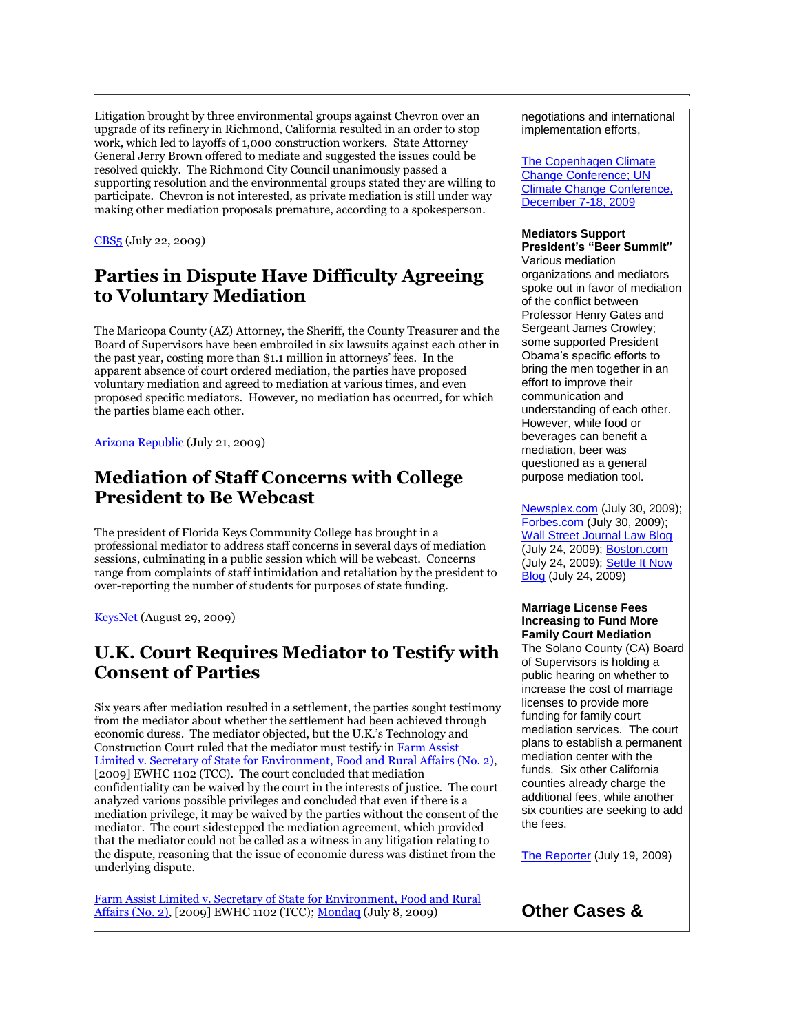Litigation brought by three environmental groups against Chevron over an upgrade of its refinery in Richmond, California resulted in an order to stop work, which led to layoffs of 1,000 construction workers. State Attorney General Jerry Brown offered to mediate and suggested the issues could be resolved quickly. The Richmond City Council unanimously passed a supporting resolution and the environmental groups stated they are willing to participate. Chevron is not interested, as private mediation is still under way making other mediation proposals premature, according to a spokesperson.

CBS5 (July 22, 2009)

## Parties in Dispute Have Difficulty Agreeing to Voluntary Mediation

The Maricopa County (AZ) Attorney, the Sheriff, the County Treasurer and the Board of Supervisors have been embroiled in six lawsuits against each other in the past year, costing more than $1.1 million in attorneys' fees. In the apparent absence of court ordered mediation, the parties have proposed voluntary mediation and agreed to mediation at various times, and even proposed specific mediators. However, no mediation has occurred, for which the parties blame each other.

Arizona Republic (July 21, 2009)

## Mediation of Staff Concerns with College President to Be Webcast

The president of Florida Keys Community College has brought in a professional mediator to address staff concerns in several days of mediation sessions, culminating in a public session which will be webcast. Concerns range from complaints of staff intimidation and retaliation by the president to over-reporting the number of students for purposes of state funding.

KeysNet (August 29, 2009)

## U.K. Court Requires Mediator to Testify with Consent of Parties

Six years after mediation resulted in a settlement, the parties sought testimony from the mediator about whether the settlement had been achieved through economic duress. The mediator objected, but the U.K.'s Technology and Construction Court ruled that the mediator must testify in Farm Assist Limited v. Secretary of State for Environment, Food and Rural Affairs (No. 2), [2009] EWHC 1102 (TCC). The court concluded that mediation confidentiality can be waived by the court in the interests of justice. The court analyzed various possible privileges and concluded that even if there is a mediation privilege, it may be waived by the parties without the consent of the mediator. The court sidestepped the mediation agreement, which provided that the mediator could not be called as a witness in any litigation relating to the dispute, reasoning that the issue of economic duress was distinct from the underlying dispute.

Farm Assist Limited v. Secretary of State for Environment, Food and Rural Affairs (No. 2), [2009] EWHC 1102 (TCC); Mondaq (July 8, 2009)

negotiations and international implementation efforts,

The Copenhagen Climate Change Conference; UN Climate Change Conference, December 7-18, 2009

**Mediators Support President's "Beer Summit"**
Various mediation organizations and mediators spoke out in favor of mediation of the conflict between Professor Henry Gates and Sergeant James Crowley; some supported President Obama's specific efforts to bring the men together in an effort to improve their communication and understanding of each other. However, while food or beverages can benefit a mediation, beer was questioned as a general purpose mediation tool.

Newsplex.com (July 30, 2009); Forbes.com (July 30, 2009); Wall Street Journal Law Blog (July 24, 2009); Boston.com (July 24, 2009); Settle It Now Blog (July 24, 2009)

**Marriage License Fees Increasing to Fund More Family Court Mediation**
The Solano County (CA) Board of Supervisors is holding a public hearing on whether to increase the cost of marriage licenses to provide more funding for family court mediation services. The court plans to establish a permanent mediation center with the funds. Six other California counties already charge the additional fees, while another six counties are seeking to add the fees.

The Reporter (July 19, 2009)

## Other Cases &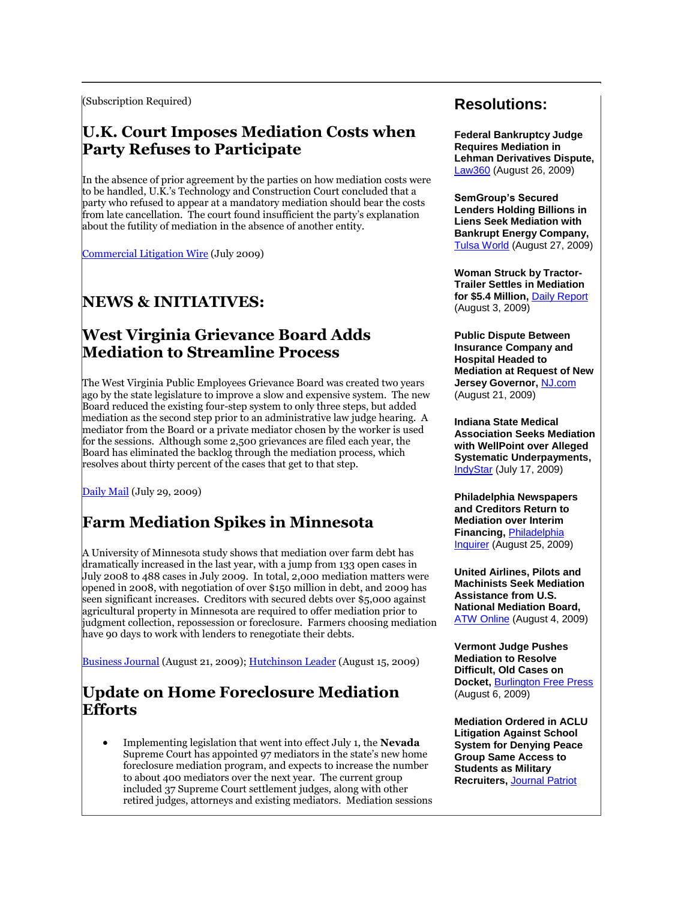(Subscription Required)

## U.K. Court Imposes Mediation Costs when Party Refuses to Participate

In the absence of prior agreement by the parties on how mediation costs were to be handled, U.K.'s Technology and Construction Court concluded that a party who refused to appear at a mandatory mediation should bear the costs from late cancellation. The court found insufficient the party's explanation about the futility of mediation in the absence of another entity.

Commercial Litigation Wire (July 2009)

# NEWS & INITIATIVES:

## West Virginia Grievance Board Adds Mediation to Streamline Process

The West Virginia Public Employees Grievance Board was created two years ago by the state legislature to improve a slow and expensive system. The new Board reduced the existing four-step system to only three steps, but added mediation as the second step prior to an administrative law judge hearing. A mediator from the Board or a private mediator chosen by the worker is used for the sessions. Although some 2,500 grievances are filed each year, the Board has eliminated the backlog through the mediation process, which resolves about thirty percent of the cases that get to that step.

Daily Mail (July 29, 2009)

## Farm Mediation Spikes in Minnesota

A University of Minnesota study shows that mediation over farm debt has dramatically increased in the last year, with a jump from 133 open cases in July 2008 to 488 cases in July 2009. In total, 2,000 mediation matters were opened in 2008, with negotiation of over $150 million in debt, and 2009 has seen significant increases. Creditors with secured debts over $5,000 against agricultural property in Minnesota are required to offer mediation prior to judgment collection, repossession or foreclosure. Farmers choosing mediation have 90 days to work with lenders to renegotiate their debts.

Business Journal (August 21, 2009); Hutchinson Leader (August 15, 2009)

## Update on Home Foreclosure Mediation Efforts

- Implementing legislation that went into effect July 1, the **Nevada** Supreme Court has appointed 97 mediators in the state's new home foreclosure mediation program, and expects to increase the number to about 400 mediators over the next year. The current group included 37 Supreme Court settlement judges, along with other retired judges, attorneys and existing mediators. Mediation sessions

## Resolutions:

**Federal Bankruptcy Judge Requires Mediation in Lehman Derivatives Dispute,** Law360 (August 26, 2009)

**SemGroup's Secured Lenders Holding Billions in Liens Seek Mediation with Bankrupt Energy Company,** Tulsa World (August 27, 2009)

**Woman Struck by Tractor-Trailer Settles in Mediation for $5.4 Million,** Daily Report (August 3, 2009)

**Public Dispute Between Insurance Company and Hospital Headed to Mediation at Request of New Jersey Governor,** NJ.com (August 21, 2009)

**Indiana State Medical Association Seeks Mediation with WellPoint over Alleged Systematic Underpayments,** IndyStar (July 17, 2009)

**Philadelphia Newspapers and Creditors Return to Mediation over Interim Financing,** Philadelphia Inquirer (August 25, 2009)

**United Airlines, Pilots and Machinists Seek Mediation Assistance from U.S. National Mediation Board,** ATW Online (August 4, 2009)

**Vermont Judge Pushes Mediation to Resolve Difficult, Old Cases on Docket,** Burlington Free Press (August 6, 2009)

**Mediation Ordered in ACLU Litigation Against School System for Denying Peace Group Same Access to Students as Military Recruiters,** Journal Patriot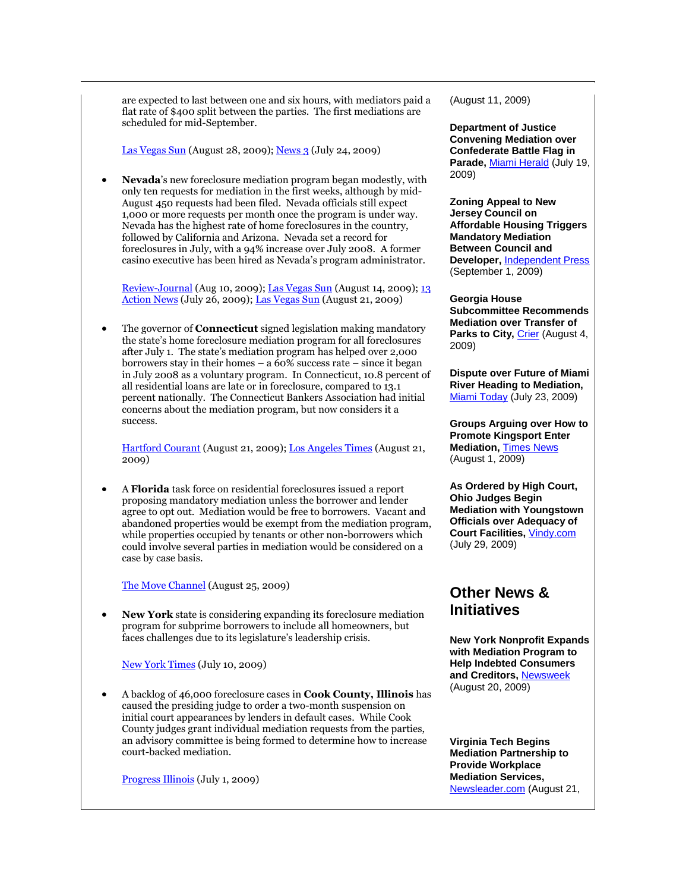are expected to last between one and six hours, with mediators paid a flat rate of $400 split between the parties. The first mediations are scheduled for mid-September.

Las Vegas Sun (August 28, 2009); News 3 (July 24, 2009)

- **Nevada**'s new foreclosure mediation program began modestly, with only ten requests for mediation in the first weeks, although by mid-August 450 requests had been filed. Nevada officials still expect 1,000 or more requests per month once the program is under way. Nevada has the highest rate of home foreclosures in the country, followed by California and Arizona. Nevada set a record for foreclosures in July, with a 94% increase over July 2008. A former casino executive has been hired as Nevada's program administrator.

Review-Journal (Aug 10, 2009); Las Vegas Sun (August 14, 2009); 13 Action News (July 26, 2009); Las Vegas Sun (August 21, 2009)

- The governor of **Connecticut** signed legislation making mandatory the state's home foreclosure mediation program for all foreclosures after July 1. The state's mediation program has helped over 2,000 borrowers stay in their homes – a 60% success rate – since it began in July 2008 as a voluntary program. In Connecticut, 10.8 percent of all residential loans are late or in foreclosure, compared to 13.1 percent nationally. The Connecticut Bankers Association had initial concerns about the mediation program, but now considers it a success.

Hartford Courant (August 21, 2009); Los Angeles Times (August 21, 2009)

- A **Florida** task force on residential foreclosures issued a report proposing mandatory mediation unless the borrower and lender agree to opt out. Mediation would be free to borrowers. Vacant and abandoned properties would be exempt from the mediation program, while properties occupied by tenants or other non-borrowers which could involve several parties in mediation would be considered on a case by case basis.

The Move Channel (August 25, 2009)

- **New York** state is considering expanding its foreclosure mediation program for subprime borrowers to include all homeowners, but faces challenges due to its legislature's leadership crisis.

New York Times (July 10, 2009)

- A backlog of 46,000 foreclosure cases in **Cook County, Illinois** has caused the presiding judge to order a two-month suspension on initial court appearances by lenders in default cases. While Cook County judges grant individual mediation requests from the parties, an advisory committee is being formed to determine how to increase court-backed mediation.

Progress Illinois (July 1, 2009)

(August 11, 2009)

**Department of Justice Convening Mediation over Confederate Battle Flag in Parade,** Miami Herald (July 19, 2009)

**Zoning Appeal to New Jersey Council on Affordable Housing Triggers Mandatory Mediation Between Council and Developer,** Independent Press (September 1, 2009)

**Georgia House Subcommittee Recommends Mediation over Transfer of Parks to City,** Crier (August 4, 2009)

**Dispute over Future of Miami River Heading to Mediation,** Miami Today (July 23, 2009)

**Groups Arguing over How to Promote Kingsport Enter Mediation,** Times News (August 1, 2009)

**As Ordered by High Court, Ohio Judges Begin Mediation with Youngstown Officials over Adequacy of Court Facilities,** Vindy.com (July 29, 2009)

## Other News & Initiatives

**New York Nonprofit Expands with Mediation Program to Help Indebted Consumers and Creditors,** Newsweek (August 20, 2009)

**Virginia Tech Begins Mediation Partnership to Provide Workplace Mediation Services,** Newsleader.com (August 21,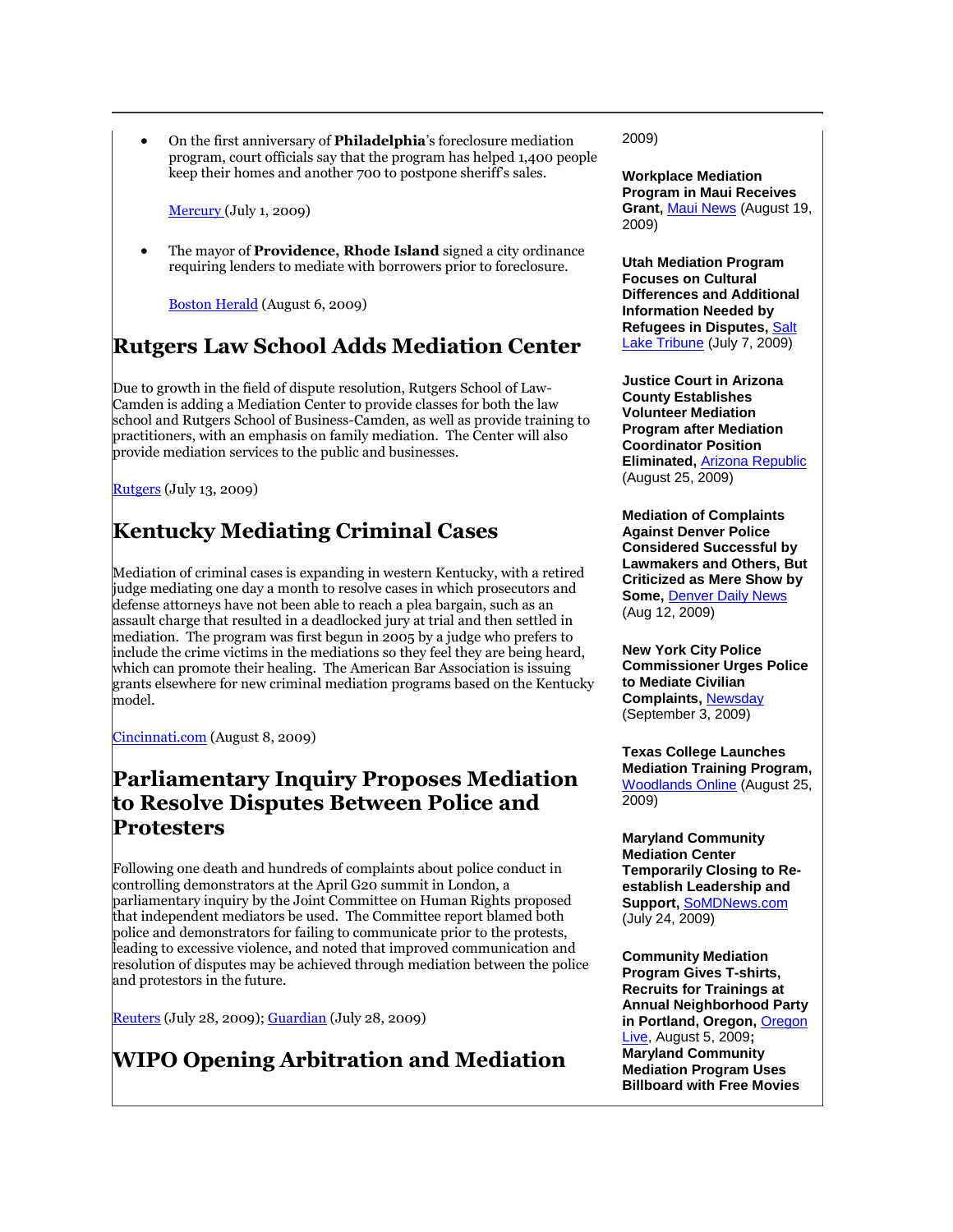- On the first anniversary of **Philadelphia**'s foreclosure mediation program, court officials say that the program has helped 1,400 people keep their homes and another 700 to postpone sheriff's sales.

  [Mercury](#) (July 1, 2009)

- The mayor of **Providence, Rhode Island** signed a city ordinance requiring lenders to mediate with borrowers prior to foreclosure.

  [Boston Herald](#) (August 6, 2009)

# Rutgers Law School Adds Mediation Center

Due to growth in the field of dispute resolution, Rutgers School of Law-Camden is adding a Mediation Center to provide classes for both the law school and Rutgers School of Business-Camden, as well as provide training to practitioners, with an emphasis on family mediation. The Center will also provide mediation services to the public and businesses.

[Rutgers](#) (July 13, 2009)

# Kentucky Mediating Criminal Cases

Mediation of criminal cases is expanding in western Kentucky, with a retired judge mediating one day a month to resolve cases in which prosecutors and defense attorneys have not been able to reach a plea bargain, such as an assault charge that resulted in a deadlocked jury at trial and then settled in mediation. The program was first begun in 2005 by a judge who prefers to include the crime victims in the mediations so they feel they are being heard, which can promote their healing. The American Bar Association is issuing grants elsewhere for new criminal mediation programs based on the Kentucky model.

[Cincinnati.com](#) (August 8, 2009)

# Parliamentary Inquiry Proposes Mediation to Resolve Disputes Between Police and Protesters

Following one death and hundreds of complaints about police conduct in controlling demonstrators at the April G20 summit in London, a parliamentary inquiry by the Joint Committee on Human Rights proposed that independent mediators be used. The Committee report blamed both police and demonstrators for failing to communicate prior to the protests, leading to excessive violence, and noted that improved communication and resolution of disputes may be achieved through mediation between the police and protestors in the future.

[Reuters](#) (July 28, 2009); [Guardian](#) (July 28, 2009)

# WIPO Opening Arbitration and Mediation

2009)

**Workplace Mediation Program in Maui Receives Grant,** [Maui News](#) (August 19, 2009)

**Utah Mediation Program Focuses on Cultural Differences and Additional Information Needed by Refugees in Disputes,** [Salt Lake Tribune](#) (July 7, 2009)

**Justice Court in Arizona County Establishes Volunteer Mediation Program after Mediation Coordinator Position Eliminated,** [Arizona Republic](#) (August 25, 2009)

**Mediation of Complaints Against Denver Police Considered Successful by Lawmakers and Others, But Criticized as Mere Show by Some,** [Denver Daily News](#) (Aug 12, 2009)

**New York City Police Commissioner Urges Police to Mediate Civilian Complaints,** [Newsday](#) (September 3, 2009)

**Texas College Launches Mediation Training Program,** [Woodlands Online](#) (August 25, 2009)

**Maryland Community Mediation Center Temporarily Closing to Re-establish Leadership and Support,** [SoMDNews.com](#) (July 24, 2009)

**Community Mediation Program Gives T-shirts, Recruits for Trainings at Annual Neighborhood Party in Portland, Oregon,** [Oregon Live](#), August 5, 2009**;** **Maryland Community Mediation Program Uses Billboard with Free Movies**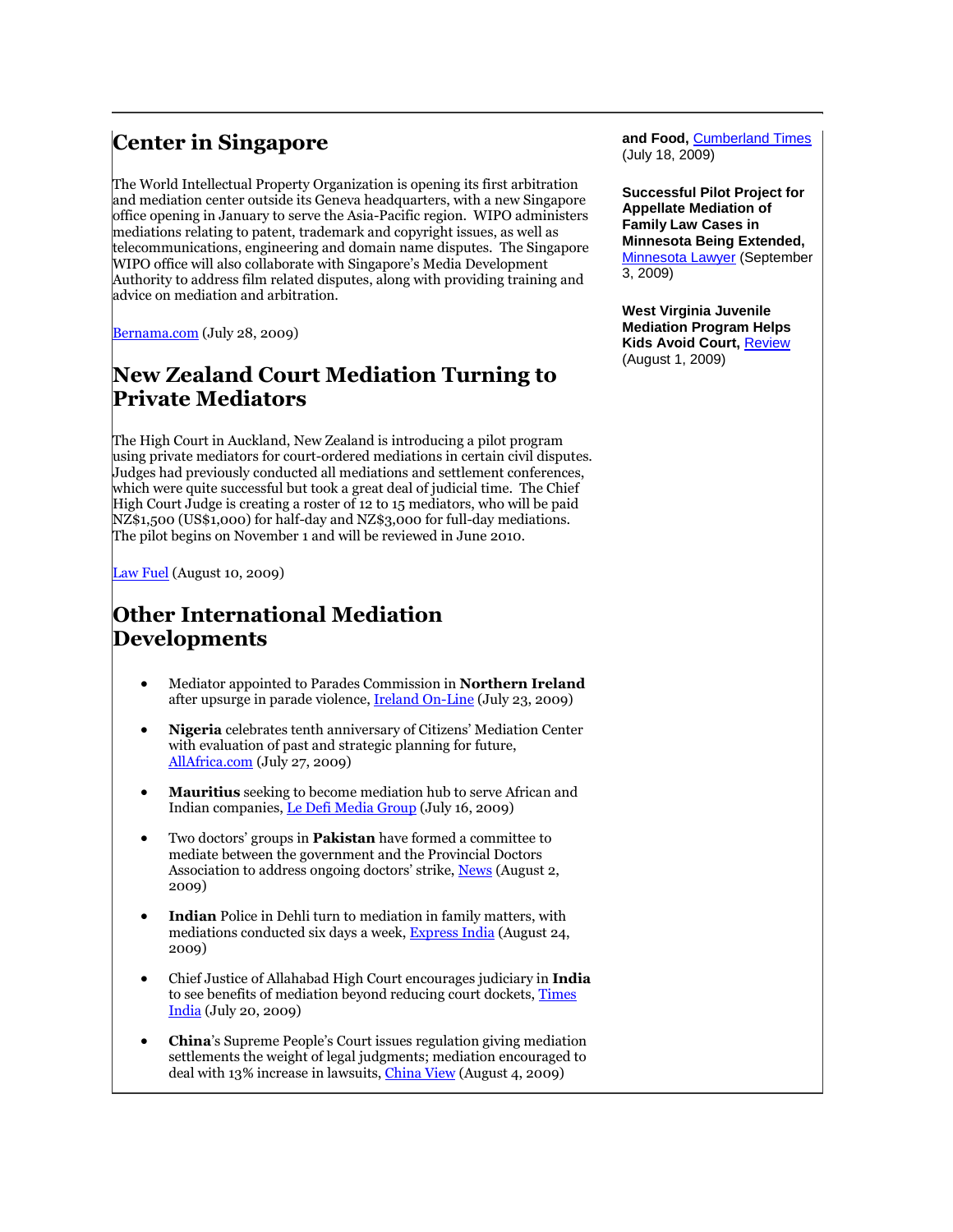## Center in Singapore

The World Intellectual Property Organization is opening its first arbitration and mediation center outside its Geneva headquarters, with a new Singapore office opening in January to serve the Asia-Pacific region. WIPO administers mediations relating to patent, trademark and copyright issues, as well as telecommunications, engineering and domain name disputes. The Singapore WIPO office will also collaborate with Singapore's Media Development Authority to address film related disputes, along with providing training and advice on mediation and arbitration.

Bernama.com (July 28, 2009)

## New Zealand Court Mediation Turning to Private Mediators

The High Court in Auckland, New Zealand is introducing a pilot program using private mediators for court-ordered mediations in certain civil disputes. Judges had previously conducted all mediations and settlement conferences, which were quite successful but took a great deal of judicial time. The Chief High Court Judge is creating a roster of 12 to 15 mediators, who will be paid NZ$1,500 (US$1,000) for half-day and NZ$3,000 for full-day mediations. The pilot begins on November 1 and will be reviewed in June 2010.

Law Fuel (August 10, 2009)

## Other International Mediation Developments

- Mediator appointed to Parades Commission in **Northern Ireland** after upsurge in parade violence, Ireland On-Line (July 23, 2009)
- **Nigeria** celebrates tenth anniversary of Citizens' Mediation Center with evaluation of past and strategic planning for future, AllAfrica.com (July 27, 2009)
- **Mauritius** seeking to become mediation hub to serve African and Indian companies, Le Defi Media Group (July 16, 2009)
- Two doctors' groups in **Pakistan** have formed a committee to mediate between the government and the Provincial Doctors Association to address ongoing doctors' strike, News (August 2, 2009)
- **Indian** Police in Dehli turn to mediation in family matters, with mediations conducted six days a week, Express India (August 24, 2009)
- Chief Justice of Allahabad High Court encourages judiciary in **India** to see benefits of mediation beyond reducing court dockets, Times India (July 20, 2009)
- **China**'s Supreme People's Court issues regulation giving mediation settlements the weight of legal judgments; mediation encouraged to deal with 13% increase in lawsuits, China View (August 4, 2009)

**and Food,** Cumberland Times (July 18, 2009)

**Successful Pilot Project for Appellate Mediation of Family Law Cases in Minnesota Being Extended,** Minnesota Lawyer (September 3, 2009)

**West Virginia Juvenile Mediation Program Helps Kids Avoid Court,** Review (August 1, 2009)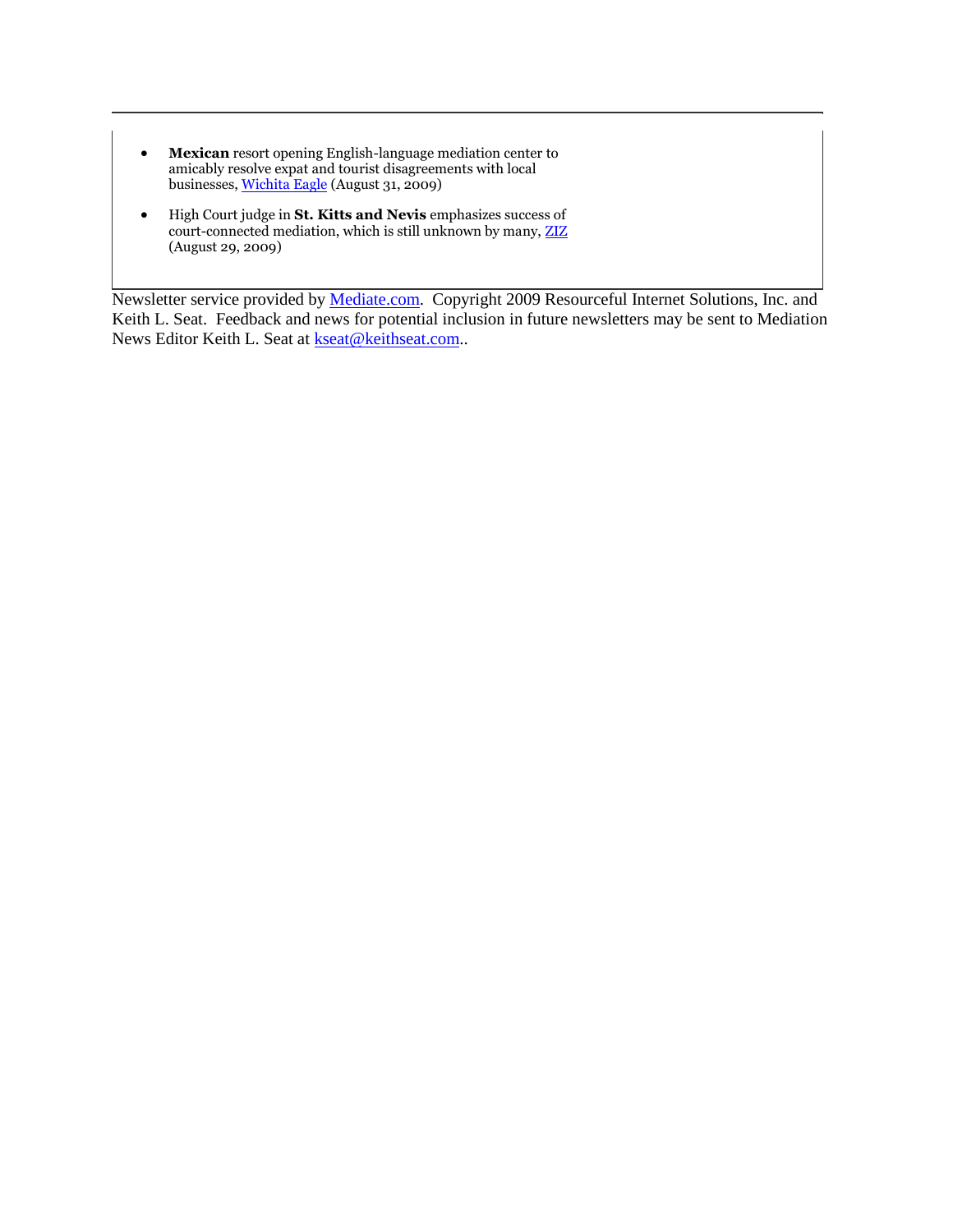- **Mexican** resort opening English-language mediation center to amicably resolve expat and tourist disagreements with local businesses, Wichita Eagle (August 31, 2009)
- High Court judge in **St. Kitts and Nevis** emphasizes success of court-connected mediation, which is still unknown by many, ZIZ (August 29, 2009)

Newsletter service provided by Mediate.com. Copyright 2009 Resourceful Internet Solutions, Inc. and Keith L. Seat. Feedback and news for potential inclusion in future newsletters may be sent to Mediation News Editor Keith L. Seat at kseat@keithseat.com..